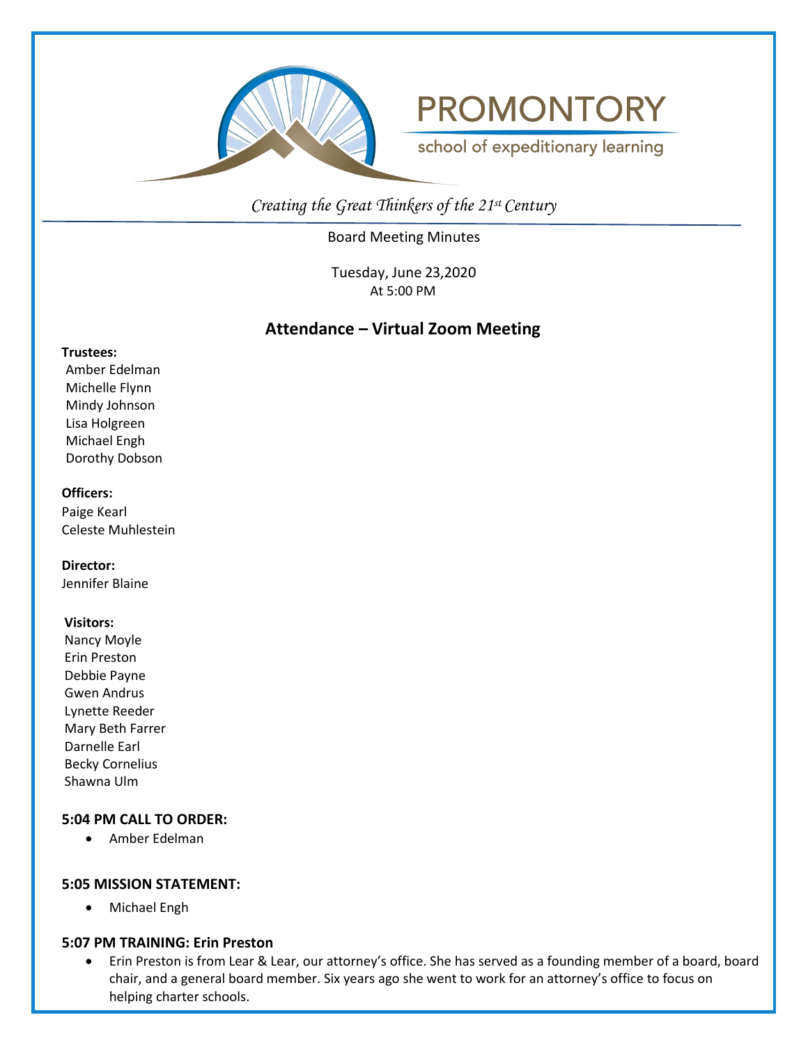# PROMONTORY

school of expeditionary learning

*Creating the Great Thinkers of the 21st Century*

Board Meeting Minutes

Tuesday, June 23,2020
At 5:00 PM

## Attendance – Virtual Zoom Meeting

**Trustees:**
Amber Edelman
Michelle Flynn
Mindy Johnson
Lisa Holgreen
Michael Engh
Dorothy Dobson

**Officers:**
Paige Kearl
Celeste Muhlestein

**Director:**
Jennifer Blaine

**Visitors:**
Nancy Moyle
Erin Preston
Debbie Payne
Gwen Andrus
Lynette Reeder
Mary Beth Farrer
Darnelle Earl
Becky Cornelius
Shawna Ulm

### 5:04 PM CALL TO ORDER:

- Amber Edelman

### 5:05 MISSION STATEMENT:

- Michael Engh

### 5:07 PM TRAINING: Erin Preston

- Erin Preston is from Lear & Lear, our attorney's office. She has served as a founding member of a board, board chair, and a general board member. Six years ago she went to work for an attorney's office to focus on helping charter schools.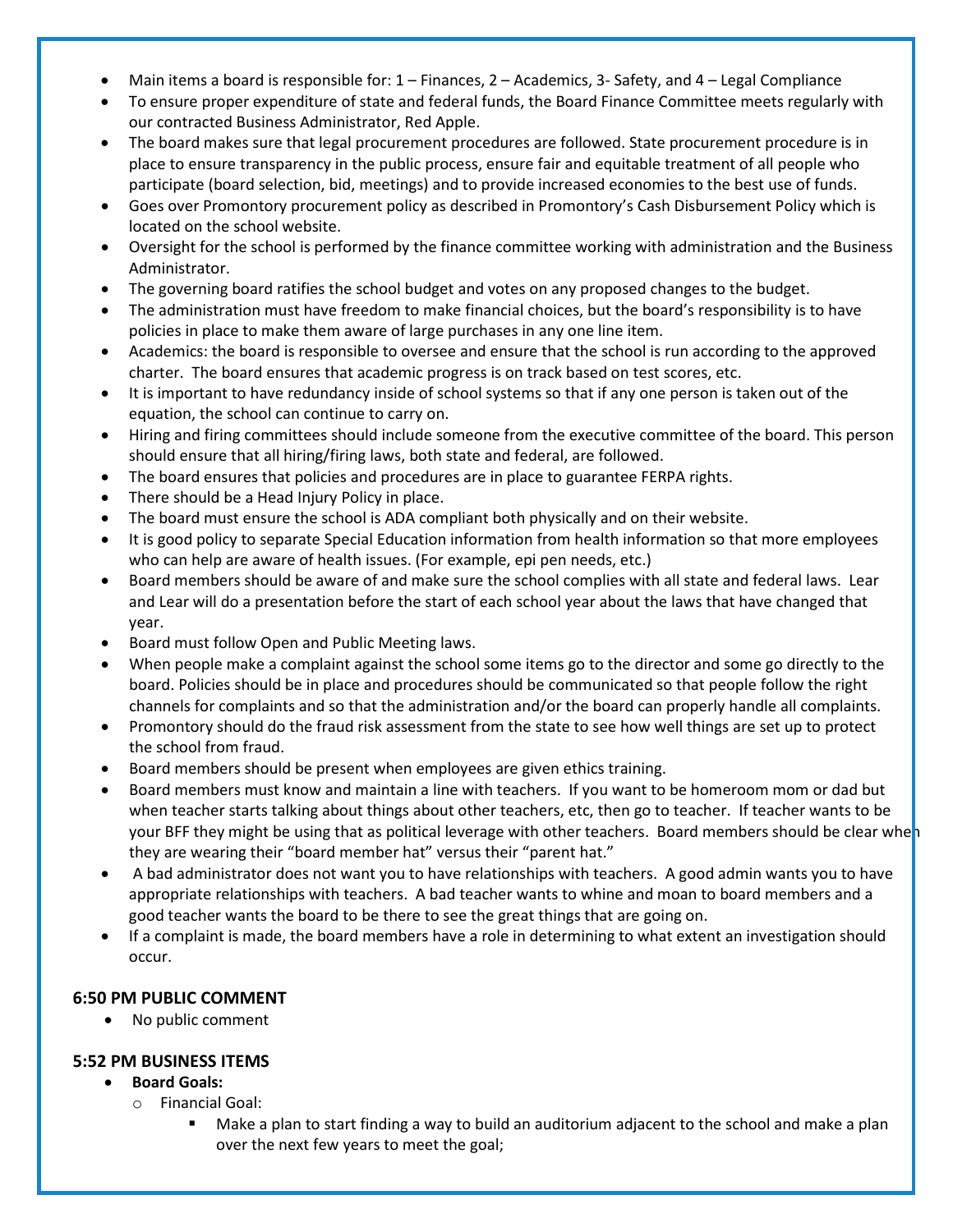- Main items a board is responsible for: 1 – Finances, 2 – Academics, 3- Safety, and 4 – Legal Compliance
- To ensure proper expenditure of state and federal funds, the Board Finance Committee meets regularly with our contracted Business Administrator, Red Apple.
- The board makes sure that legal procurement procedures are followed. State procurement procedure is in place to ensure transparency in the public process, ensure fair and equitable treatment of all people who participate (board selection, bid, meetings) and to provide increased economies to the best use of funds.
- Goes over Promontory procurement policy as described in Promontory's Cash Disbursement Policy which is located on the school website.
- Oversight for the school is performed by the finance committee working with administration and the Business Administrator.
- The governing board ratifies the school budget and votes on any proposed changes to the budget.
- The administration must have freedom to make financial choices, but the board's responsibility is to have policies in place to make them aware of large purchases in any one line item.
- Academics: the board is responsible to oversee and ensure that the school is run according to the approved charter. The board ensures that academic progress is on track based on test scores, etc.
- It is important to have redundancy inside of school systems so that if any one person is taken out of the equation, the school can continue to carry on.
- Hiring and firing committees should include someone from the executive committee of the board. This person should ensure that all hiring/firing laws, both state and federal, are followed.
- The board ensures that policies and procedures are in place to guarantee FERPA rights.
- There should be a Head Injury Policy in place.
- The board must ensure the school is ADA compliant both physically and on their website.
- It is good policy to separate Special Education information from health information so that more employees who can help are aware of health issues. (For example, epi pen needs, etc.)
- Board members should be aware of and make sure the school complies with all state and federal laws. Lear and Lear will do a presentation before the start of each school year about the laws that have changed that year.
- Board must follow Open and Public Meeting laws.
- When people make a complaint against the school some items go to the director and some go directly to the board. Policies should be in place and procedures should be communicated so that people follow the right channels for complaints and so that the administration and/or the board can properly handle all complaints.
- Promontory should do the fraud risk assessment from the state to see how well things are set up to protect the school from fraud.
- Board members should be present when employees are given ethics training.
- Board members must know and maintain a line with teachers. If you want to be homeroom mom or dad but when teacher starts talking about things about other teachers, etc, then go to teacher. If teacher wants to be your BFF they might be using that as political leverage with other teachers. Board members should be clear when they are wearing their "board member hat" versus their "parent hat."
- A bad administrator does not want you to have relationships with teachers. A good admin wants you to have appropriate relationships with teachers. A bad teacher wants to whine and moan to board members and a good teacher wants the board to be there to see the great things that are going on.
- If a complaint is made, the board members have a role in determining to what extent an investigation should occur.

### 6:50 PM PUBLIC COMMENT

- No public comment

### 5:52 PM BUSINESS ITEMS

- **Board Goals:**
  - Financial Goal:
    - Make a plan to start finding a way to build an auditorium adjacent to the school and make a plan over the next few years to meet the goal;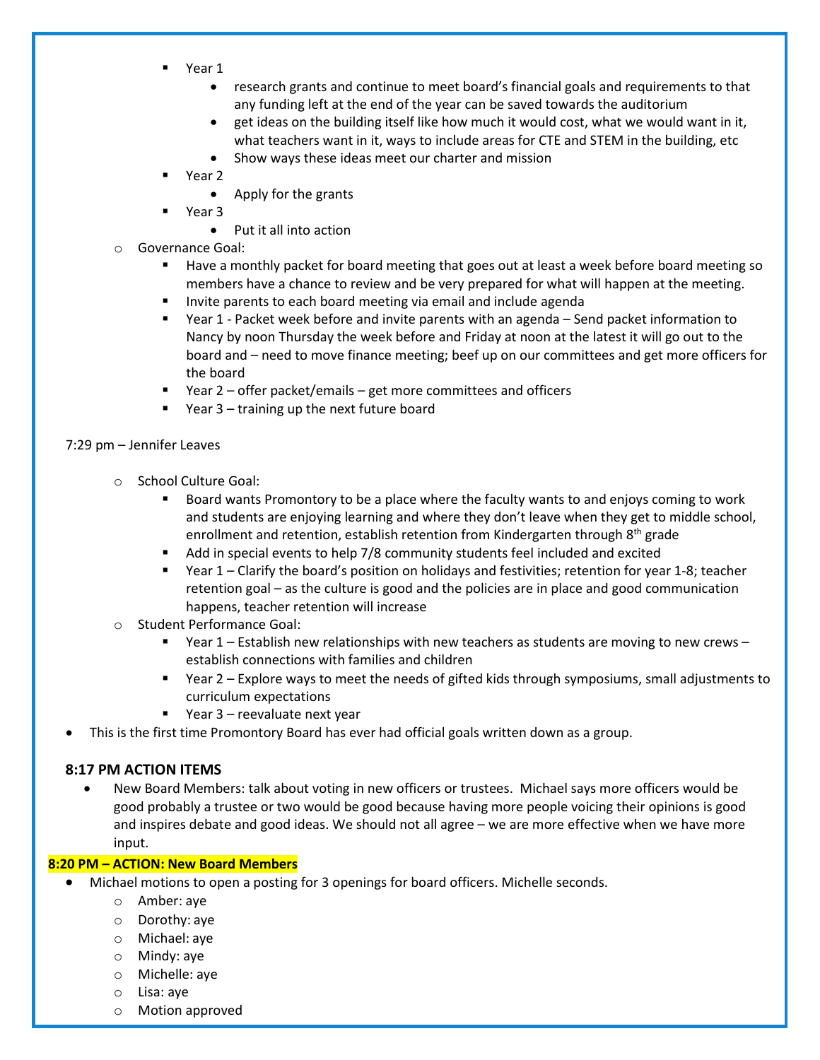- Year 1
            - research grants and continue to meet board's financial goals and requirements to that any funding left at the end of the year can be saved towards the auditorium
            - get ideas on the building itself like how much it would cost, what we would want in it, what teachers want in it, ways to include areas for CTE and STEM in the building, etc
            - Show ways these ideas meet our charter and mission
        - Year 2
            - Apply for the grants
        - Year 3
            - Put it all into action
    - Governance Goal:
        - Have a monthly packet for board meeting that goes out at least a week before board meeting so members have a chance to review and be very prepared for what will happen at the meeting.
        - Invite parents to each board meeting via email and include agenda
        - Year 1 - Packet week before and invite parents with an agenda – Send packet information to Nancy by noon Thursday the week before and Friday at noon at the latest it will go out to the board and – need to move finance meeting; beef up on our committees and get more officers for the board
        - Year 2 – offer packet/emails – get more committees and officers
        - Year 3 – training up the next future board

7:29 pm – Jennifer Leaves

    - School Culture Goal:
        - Board wants Promontory to be a place where the faculty wants to and enjoys coming to work and students are enjoying learning and where they don't leave when they get to middle school, enrollment and retention, establish retention from Kindergarten through 8th grade
        - Add in special events to help 7/8 community students feel included and excited
        - Year 1 – Clarify the board's position on holidays and festivities; retention for year 1-8; teacher retention goal – as the culture is good and the policies are in place and good communication happens, teacher retention will increase
    - Student Performance Goal:
        - Year 1 – Establish new relationships with new teachers as students are moving to new crews – establish connections with families and children
        - Year 2 – Explore ways to meet the needs of gifted kids through symposiums, small adjustments to curriculum expectations
        - Year 3 – reevaluate next year
- This is the first time Promontory Board has ever had official goals written down as a group.

### 8:17 PM ACTION ITEMS

- New Board Members: talk about voting in new officers or trustees. Michael says more officers would be good probably a trustee or two would be good because having more people voicing their opinions is good and inspires debate and good ideas. We should not all agree – we are more effective when we have more input.

**8:20 PM – ACTION: New Board Members**

- Michael motions to open a posting for 3 openings for board officers. Michelle seconds.
    - Amber: aye
    - Dorothy: aye
    - Michael: aye
    - Mindy: aye
    - Michelle: aye
    - Lisa: aye
    - Motion approved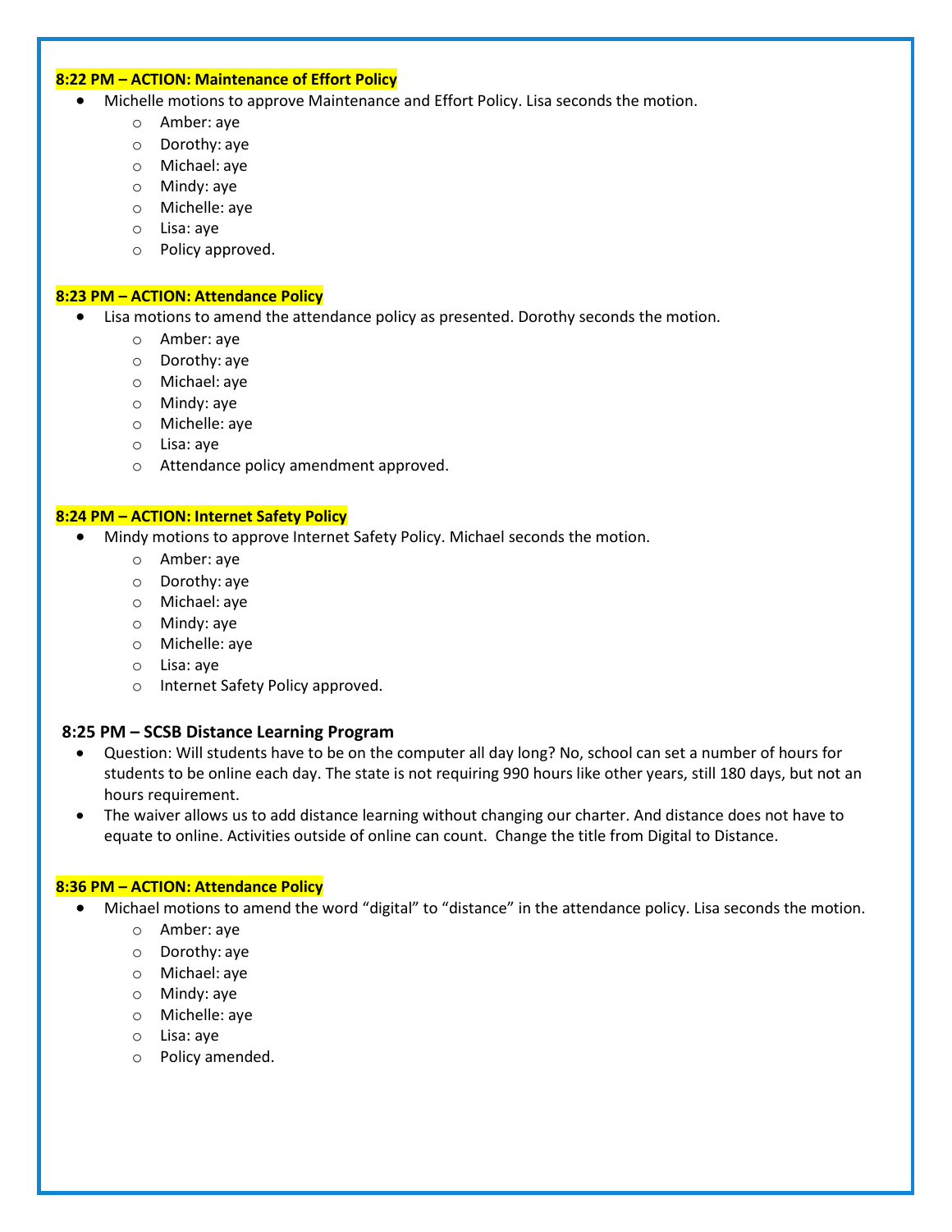**8:22 PM – ACTION: Maintenance of Effort Policy**

- Michelle motions to approve Maintenance and Effort Policy. Lisa seconds the motion.
  - Amber: aye
  - Dorothy: aye
  - Michael: aye
  - Mindy: aye
  - Michelle: aye
  - Lisa: aye
  - Policy approved.

**8:23 PM – ACTION: Attendance Policy**

- Lisa motions to amend the attendance policy as presented. Dorothy seconds the motion.
  - Amber: aye
  - Dorothy: aye
  - Michael: aye
  - Mindy: aye
  - Michelle: aye
  - Lisa: aye
  - Attendance policy amendment approved.

**8:24 PM – ACTION: Internet Safety Policy**

- Mindy motions to approve Internet Safety Policy. Michael seconds the motion.
  - Amber: aye
  - Dorothy: aye
  - Michael: aye
  - Mindy: aye
  - Michelle: aye
  - Lisa: aye
  - Internet Safety Policy approved.

**8:25 PM – SCSB Distance Learning Program**

- Question: Will students have to be on the computer all day long? No, school can set a number of hours for students to be online each day. The state is not requiring 990 hours like other years, still 180 days, but not an hours requirement.
- The waiver allows us to add distance learning without changing our charter. And distance does not have to equate to online. Activities outside of online can count. Change the title from Digital to Distance.

**8:36 PM – ACTION: Attendance Policy**

- Michael motions to amend the word "digital" to "distance" in the attendance policy. Lisa seconds the motion.
  - Amber: aye
  - Dorothy: aye
  - Michael: aye
  - Mindy: aye
  - Michelle: aye
  - Lisa: aye
  - Policy amended.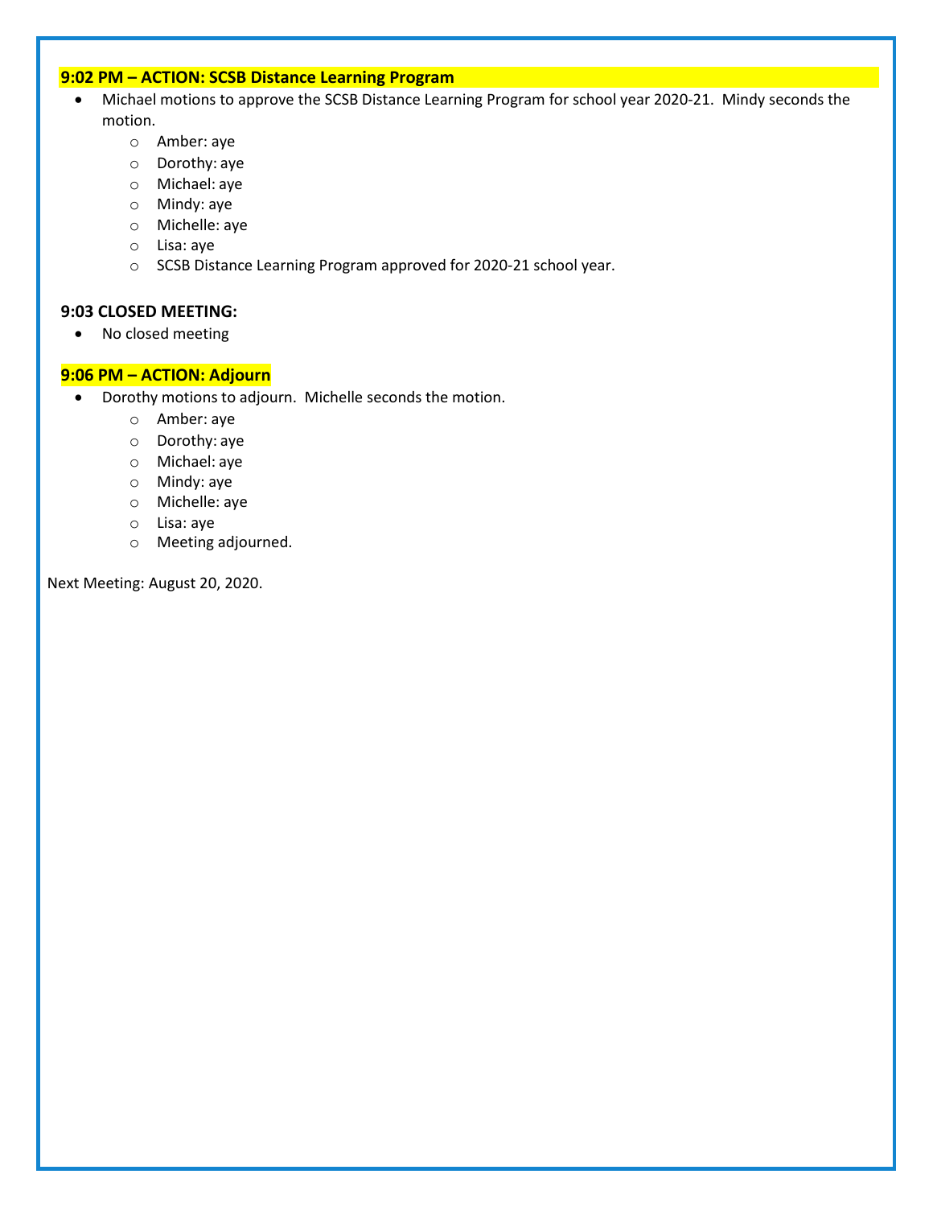**9:02 PM – ACTION: SCSB Distance Learning Program**

- Michael motions to approve the SCSB Distance Learning Program for school year 2020-21. Mindy seconds the motion.
  - Amber: aye
  - Dorothy: aye
  - Michael: aye
  - Mindy: aye
  - Michelle: aye
  - Lisa: aye
  - SCSB Distance Learning Program approved for 2020-21 school year.

**9:03 CLOSED MEETING:**

- No closed meeting

**9:06 PM – ACTION: Adjourn**

- Dorothy motions to adjourn. Michelle seconds the motion.
  - Amber: aye
  - Dorothy: aye
  - Michael: aye
  - Mindy: aye
  - Michelle: aye
  - Lisa: aye
  - Meeting adjourned.

Next Meeting: August 20, 2020.